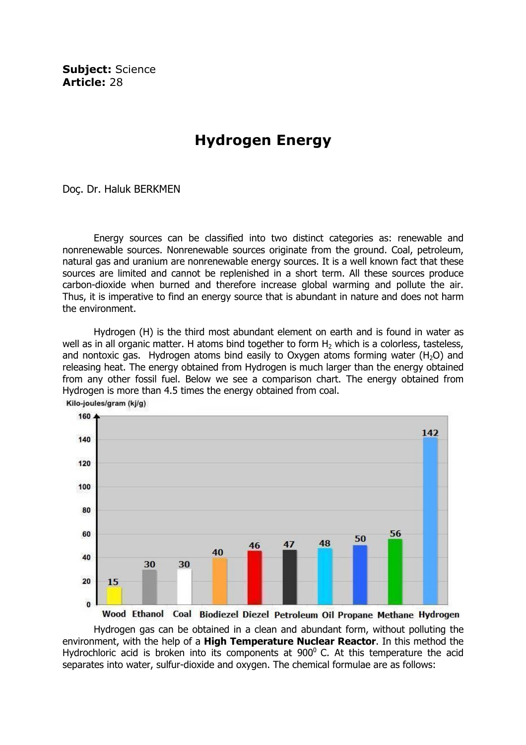**Subject:** Science
**Article:** 28

# Hydrogen Energy

Doç. Dr. Haluk BERKMEN

Energy sources can be classified into two distinct categories as: renewable and nonrenewable sources. Nonrenewable sources originate from the ground. Coal, petroleum, natural gas and uranium are nonrenewable energy sources. It is a well known fact that these sources are limited and cannot be replenished in a short term. All these sources produce carbon-dioxide when burned and therefore increase global warming and pollute the air. Thus, it is imperative to find an energy source that is abundant in nature and does not harm the environment.

Hydrogen (H) is the third most abundant element on earth and is found in water as well as in all organic matter. H atoms bind together to form $H_2$ which is a colorless, tasteless, and nontoxic gas. Hydrogen atoms bind easily to Oxygen atoms forming water ($H_2O$) and releasing heat. The energy obtained from Hydrogen is much larger than the energy obtained from any other fossil fuel. Below we see a comparison chart. The energy obtained from Hydrogen is more than 4.5 times the energy obtained from coal.

| Fuel | Kilo-joules/gram (kj/g) |
| --- | --- |
| Wood | 15 |
| Ethanol | 30 |
| Coal | 30 |
| Biodiezel | 40 |
| Diezel | 46 |
| Petroleum | 47 |
| Oil | 48 |
| Propane | 50 |
| Methane | 56 |
| Hydrogen | 142 |

Hydrogen gas can be obtained in a clean and abundant form, without polluting the environment, with the help of a **High Temperature Nuclear Reactor**. In this method the Hydrochloric acid is broken into its components at $900^0$ C. At this temperature the acid separates into water, sulfur-dioxide and oxygen. The chemical formulae are as follows: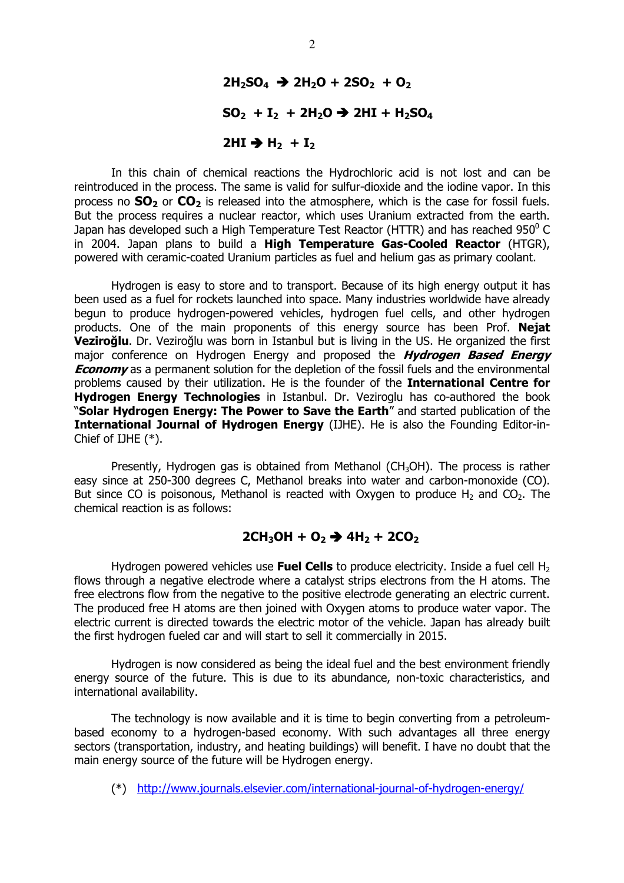$$2H_2SO_4 \rightarrow 2H_2O + 2SO_2 + O_2$$

$$SO_2 + I_2 + 2H_2O \rightarrow 2HI + H_2SO_4$$

$$2HI \rightarrow H_2 + I_2$$

In this chain of chemical reactions the Hydrochloric acid is not lost and can be reintroduced in the process. The same is valid for sulfur-dioxide and the iodine vapor. In this process no $\mathbf{SO_2}$ or $\mathbf{CO_2}$ is released into the atmosphere, which is the case for fossil fuels. But the process requires a nuclear reactor, which uses Uranium extracted from the earth. Japan has developed such a High Temperature Test Reactor (HTTR) and has reached $950^0$ C in 2004. Japan plans to build a **High Temperature Gas-Cooled Reactor** (HTGR), powered with ceramic-coated Uranium particles as fuel and helium gas as primary coolant.

Hydrogen is easy to store and to transport. Because of its high energy output it has been used as a fuel for rockets launched into space. Many industries worldwide have already begun to produce hydrogen-powered vehicles, hydrogen fuel cells, and other hydrogen products. One of the main proponents of this energy source has been Prof. **Nejat Veziroğlu**. Dr. Veziroğlu was born in Istanbul but is living in the US. He organized the first major conference on Hydrogen Energy and proposed the ***Hydrogen Based Energy Economy*** as a permanent solution for the depletion of the fossil fuels and the environmental problems caused by their utilization. He is the founder of the **International Centre for Hydrogen Energy Technologies** in Istanbul. Dr. Veziroglu has co-authored the book "**Solar Hydrogen Energy: The Power to Save the Earth**" and started publication of the **International Journal of Hydrogen Energy** (IJHE). He is also the Founding Editor-in-Chief of IJHE (*).

Presently, Hydrogen gas is obtained from Methanol ($CH_3OH$). The process is rather easy since at 250-300 degrees C, Methanol breaks into water and carbon-monoxide (CO). But since CO is poisonous, Methanol is reacted with Oxygen to produce $H_2$ and $CO_2$. The chemical reaction is as follows:

$$2CH_3OH + O_2 \rightarrow 4H_2 + 2CO_2$$

Hydrogen powered vehicles use **Fuel Cells** to produce electricity. Inside a fuel cell $H_2$ flows through a negative electrode where a catalyst strips electrons from the H atoms. The free electrons flow from the negative to the positive electrode generating an electric current. The produced free H atoms are then joined with Oxygen atoms to produce water vapor. The electric current is directed towards the electric motor of the vehicle. Japan has already built the first hydrogen fueled car and will start to sell it commercially in 2015.

Hydrogen is now considered as being the ideal fuel and the best environment friendly energy source of the future. This is due to its abundance, non-toxic characteristics, and international availability.

The technology is now available and it is time to begin converting from a petroleum-based economy to a hydrogen-based economy. With such advantages all three energy sectors (transportation, industry, and heating buildings) will benefit. I have no doubt that the main energy source of the future will be Hydrogen energy.

(*) http://www.journals.elsevier.com/international-journal-of-hydrogen-energy/